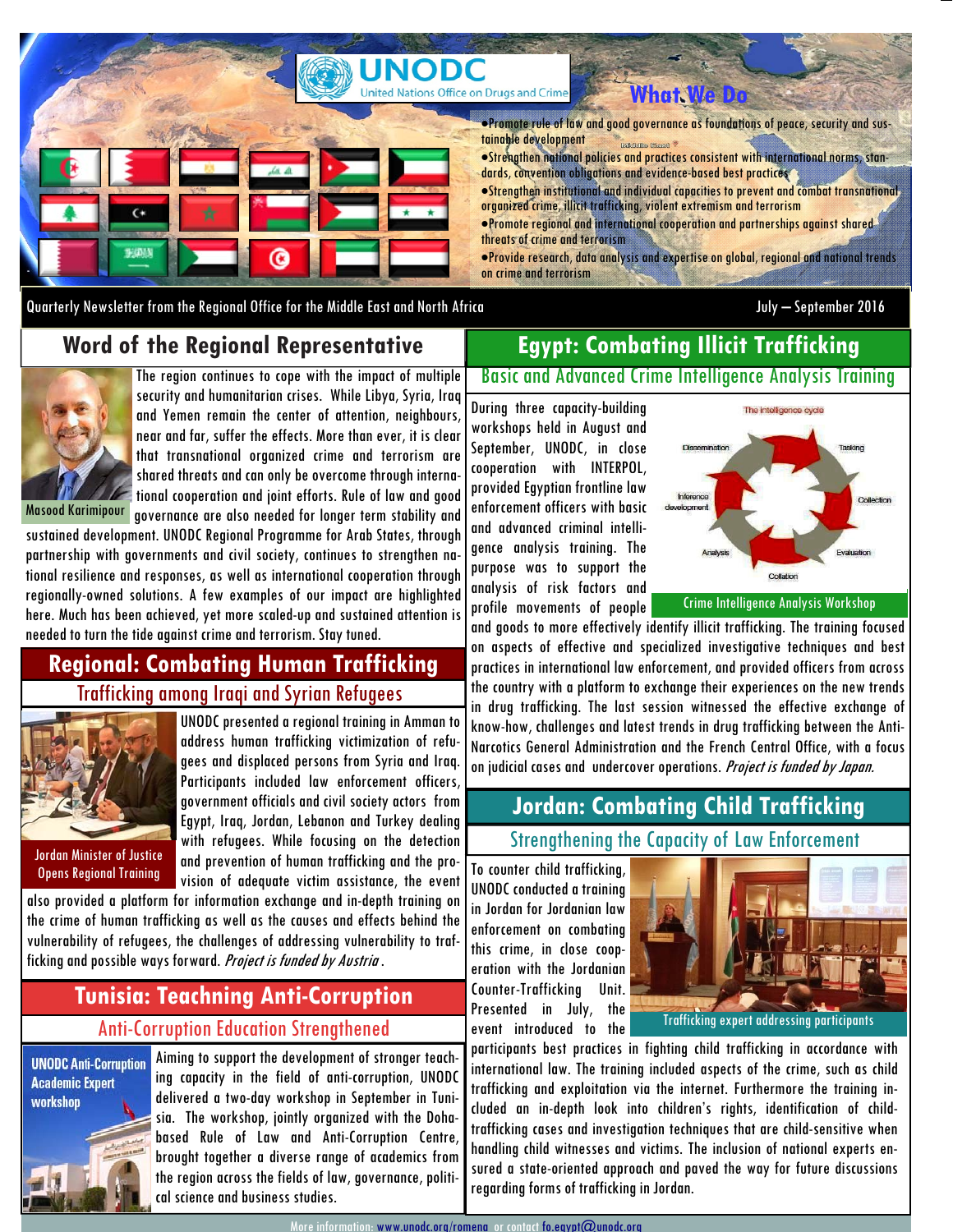UNODC
United Nations Office on Drugs and Crime

## What We Do

- Promote rule of law and good governance as foundations of peace, security and sustainable development
- Strengthen national policies and practices consistent with international norms, standards, convention obligations and evidence-based best practices
- Strengthen institutional and individual capacities to prevent and combat transnational organized crime, illicit trafficking, violent extremism and terrorism
- Promote regional and international cooperation and partnerships against shared threats of crime and terrorism
- Provide research, data analysis and expertise on global, regional and national trends on crime and terrorism

Quarterly Newsletter from the Regional Office for the Middle East and North Africa

July – September 2016

## Word of the Regional Representative

Masood Karimipour

The region continues to cope with the impact of multiple security and humanitarian crises. While Libya, Syria, Iraq and Yemen remain the center of attention, neighbours, near and far, suffer the effects. More than ever, it is clear that transnational organized crime and terrorism are shared threats and can only be overcome through international cooperation and joint efforts. Rule of law and good governance are also needed for longer term stability and sustained development. UNODC Regional Programme for Arab States, through partnership with governments and civil society, continues to strengthen national resilience and responses, as well as international cooperation through regionally-owned solutions. A few examples of our impact are highlighted here. Much has been achieved, yet more scaled-up and sustained attention is needed to turn the tide against crime and terrorism. Stay tuned.

## Regional: Combating Human Trafficking

### Trafficking among Iraqi and Syrian Refugees

Jordan Minister of Justice Opens Regional Training

UNODC presented a regional training in Amman to address human trafficking victimization of refugees and displaced persons from Syria and Iraq. Participants included law enforcement officers, government officials and civil society actors from Egypt, Iraq, Jordan, Lebanon and Turkey dealing with refugees. While focusing on the detection and prevention of human trafficking and the provision of adequate victim assistance, the event also provided a platform for information exchange and in-depth training on the crime of human trafficking as well as the causes and effects behind the vulnerability of refugees, the challenges of addressing vulnerability to trafficking and possible ways forward. *Project is funded by Austria*.

## Tunisia: Teaching Anti-Corruption

### Anti-Corruption Education Strengthened

UNODC Anti-Corruption Academic Expert workshop

Aiming to support the development of stronger teaching capacity in the field of anti-corruption, UNODC delivered a two-day workshop in September in Tunisia. The workshop, jointly organized with the Doha-based Rule of Law and Anti-Corruption Centre, brought together a diverse range of academics from the region across the fields of law, governance, political science and business studies.

## Egypt: Combating Illicit Trafficking

### Basic and Advanced Crime Intelligence Analysis Training

During three capacity-building workshops held in August and September, UNODC, in close cooperation with INTERPOL, provided Egyptian frontline law enforcement officers with basic and advanced criminal intelligence analysis training. The purpose was to support the analysis of risk factors and profile movements of people and goods to more effectively identify illicit trafficking. The training focused on aspects of effective and specialized investigative techniques and best practices in international law enforcement, and provided officers from across the country with a platform to exchange their experiences on the new trends in drug trafficking. The last session witnessed the effective exchange of know-how, challenges and latest trends in drug trafficking between the Anti-Narcotics General Administration and the French Central Office, with a focus on judicial cases and undercover operations. *Project is funded by Japan.*

The intelligence cycle: Tasking, Collection, Evaluation, Collation, Analysis, Inference development, Dissemination

Crime Intelligence Analysis Workshop

## Jordan: Combating Child Trafficking

### Strengthening the Capacity of Law Enforcement

To counter child trafficking, UNODC conducted a training in Jordan for Jordanian law enforcement on combating this crime, in close cooperation with the Jordanian Counter-Trafficking Unit. Presented in July, the event introduced to the participants best practices in fighting child trafficking in accordance with international law. The training included aspects of the crime, such as child trafficking and exploitation via the internet. Furthermore the training included an in-depth look into children's rights, identification of child-trafficking cases and investigation techniques that are child-sensitive when handling child witnesses and victims. The inclusion of national experts ensured a state-oriented approach and paved the way for future discussions regarding forms of trafficking in Jordan.

Trafficking expert addressing participants

More information: www.unodc.org/romena or contact fo.egypt@unodc.org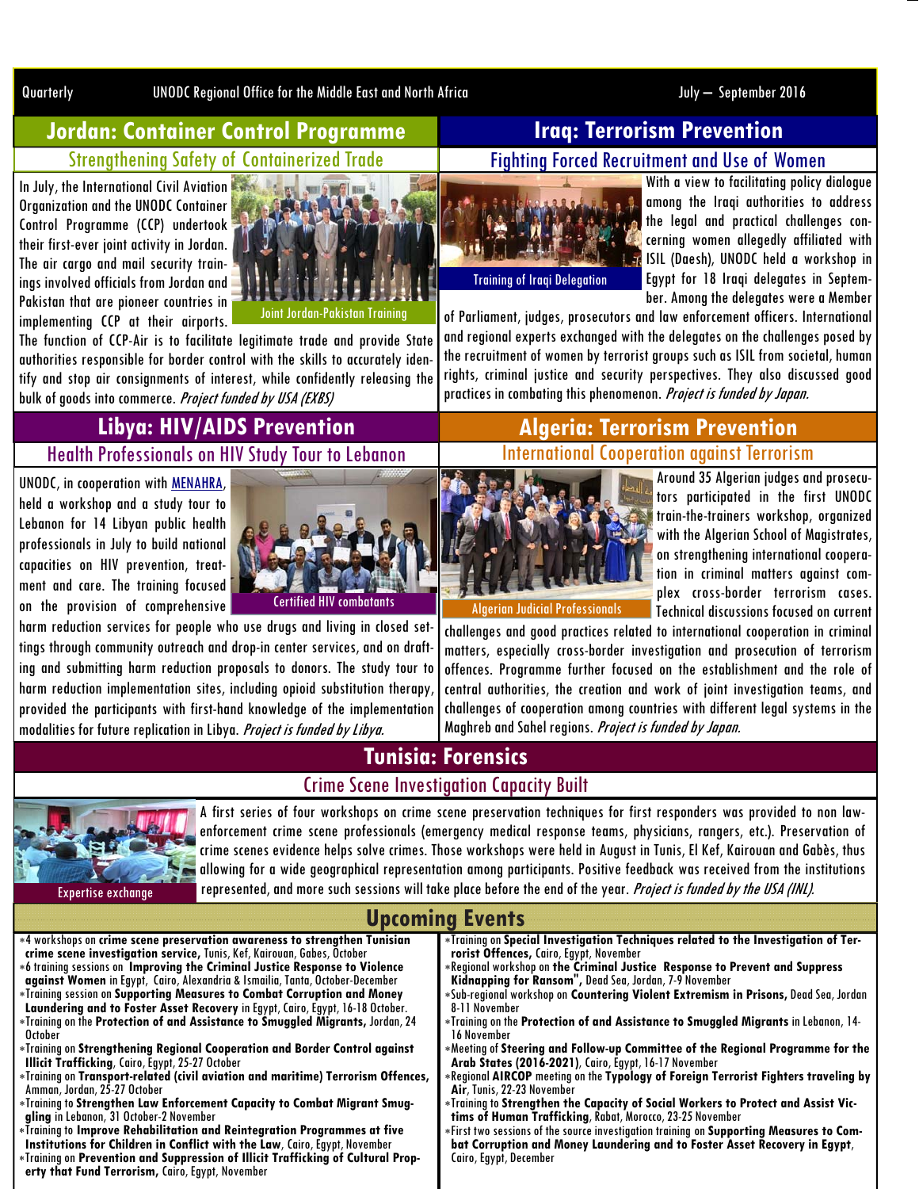Quarterly UNODC Regional Office for the Middle East and North Africa July — September 2016

## Jordan: Container Control Programme

### Strengthening Safety of Containerized Trade

In July, the International Civil Aviation Organization and the UNODC Container Control Programme (CCP) undertook their first-ever joint activity in Jordan. The air cargo and mail security trainings involved officials from Jordan and Pakistan that are pioneer countries in implementing CCP at their airports. The function of CCP-Air is to facilitate legitimate trade and provide State authorities responsible for border control with the skills to accurately identify and stop air consignments of interest, while confidently releasing the bulk of goods into commerce. *Project funded by USA (EXBS)*

Joint Jordan-Pakistan Training

## Iraq: Terrorism Prevention

### Fighting Forced Recruitment and Use of Women

With a view to facilitating policy dialogue among the Iraqi authorities to address the legal and practical challenges concerning women allegedly affiliated with ISIL (Daesh), UNODC held a workshop in Egypt for 18 Iraqi delegates in September. Among the delegates were a Member of Parliament, judges, prosecutors and law enforcement officers. International and regional experts exchanged with the delegates on the challenges posed by the recruitment of women by terrorist groups such as ISIL from societal, human rights, criminal justice and security perspectives. They also discussed good practices in combating this phenomenon. *Project is funded by Japan.*

Training of Iraqi Delegation

## Libya: HIV/AIDS Prevention

### Health Professionals on HIV Study Tour to Lebanon

UNODC, in cooperation with MENAHRA, held a workshop and a study tour to Lebanon for 14 Libyan public health professionals in July to build national capacities on HIV prevention, treatment and care. The training focused on the provision of comprehensive harm reduction services for people who use drugs and living in closed settings through community outreach and drop-in center services, and on drafting and submitting harm reduction proposals to donors. The study tour to harm reduction implementation sites, including opioid substitution therapy, provided the participants with first-hand knowledge of the implementation modalities for future replication in Libya. *Project is funded by Libya.*

Certified HIV combatants

## Algeria: Terrorism Prevention

### International Cooperation against Terrorism

Around 35 Algerian judges and prosecutors participated in the first UNODC train-the-trainers workshop, organized with the Algerian School of Magistrates, on strengthening international cooperation in criminal matters against complex cross-border terrorism cases. Technical discussions focused on current challenges and good practices related to international cooperation in criminal matters, especially cross-border investigation and prosecution of terrorism offences. Programme further focused on the establishment and the role of central authorities, the creation and work of joint investigation teams, and challenges of cooperation among countries with different legal systems in the Maghreb and Sahel regions. *Project is funded by Japan.*

Algerian Judicial Professionals

## Tunisia: Forensics

### Crime Scene Investigation Capacity Built

A first series of four workshops on crime scene preservation techniques for first responders was provided to non law-enforcement crime scene professionals (emergency medical response teams, physicians, rangers, etc.). Preservation of crime scenes evidence helps solve crimes. Those workshops were held in August in Tunis, El Kef, Kairouan and Gabès, thus allowing for a wide geographical representation among participants. Positive feedback was received from the institutions represented, and more such sessions will take place before the end of the year. *Project is funded by the USA (INL).*

Expertise exchange

## Upcoming Events

- 4 workshops on **crime scene preservation awareness to strengthen Tunisian crime scene investigation service**, Tunis, Kef, Kairouan, Gabes, October
- 6 training sessions on **Improving the Criminal Justice Response to Violence against Women** in Egypt, Cairo, Alexandria & Ismailia, Tanta, October-December
- Training session on **Supporting Measures to Combat Corruption and Money Laundering and to Foster Asset Recovery** in Egypt, Cairo, Egypt, 16-18 October.
- Training on the **Protection of and Assistance to Smuggled Migrants,** Jordan, 24 October
- Training on **Strengthening Regional Cooperation and Border Control against Illicit Trafficking**, Cairo, Egypt, 25-27 October
- Training on **Transport-related (civil aviation and maritime) Terrorism Offences**, Amman, Jordan, 25-27 October
- Training to **Strengthen Law Enforcement Capacity to Combat Migrant Smuggling** in Lebanon, 31 October-2 November
- Training to **Improve Rehabilitation and Reintegration Programmes at five Institutions for Children in Conflict with the Law**, Cairo, Egypt, November
- Training on **Prevention and Suppression of Illicit Trafficking of Cultural Property that Fund Terrorism,** Cairo, Egypt, November
- Training on **Special Investigation Techniques related to the Investigation of Terrorist Offences**, Cairo, Egypt, November
- Regional workshop on **the Criminal Justice Response to Prevent and Suppress Kidnapping for Ransom"**, Dead Sea, Jordan, 7-9 November
- Sub-regional workshop on **Countering Violent Extremism in Prisons,** Dead Sea, Jordan 8-11 November
- Training on the **Protection of and Assistance to Smuggled Migrants** in Lebanon, 14-16 November
- Meeting of **Steering and Follow-up Committee of the Regional Programme for the Arab States (2016-2021)**, Cairo, Egypt, 16-17 November
- Regional **AIRCOP** meeting on the **Typology of Foreign Terrorist Fighters traveling by Air**, Tunis, 22-23 November
- Training to **Strengthen the Capacity of Social Workers to Protect and Assist Victims of Human Trafficking**, Rabat, Morocco, 23-25 November
- First two sessions of the source investigation training on **Supporting Measures to Combat Corruption and Money Laundering and to Foster Asset Recovery in Egypt**, Cairo, Egypt, December